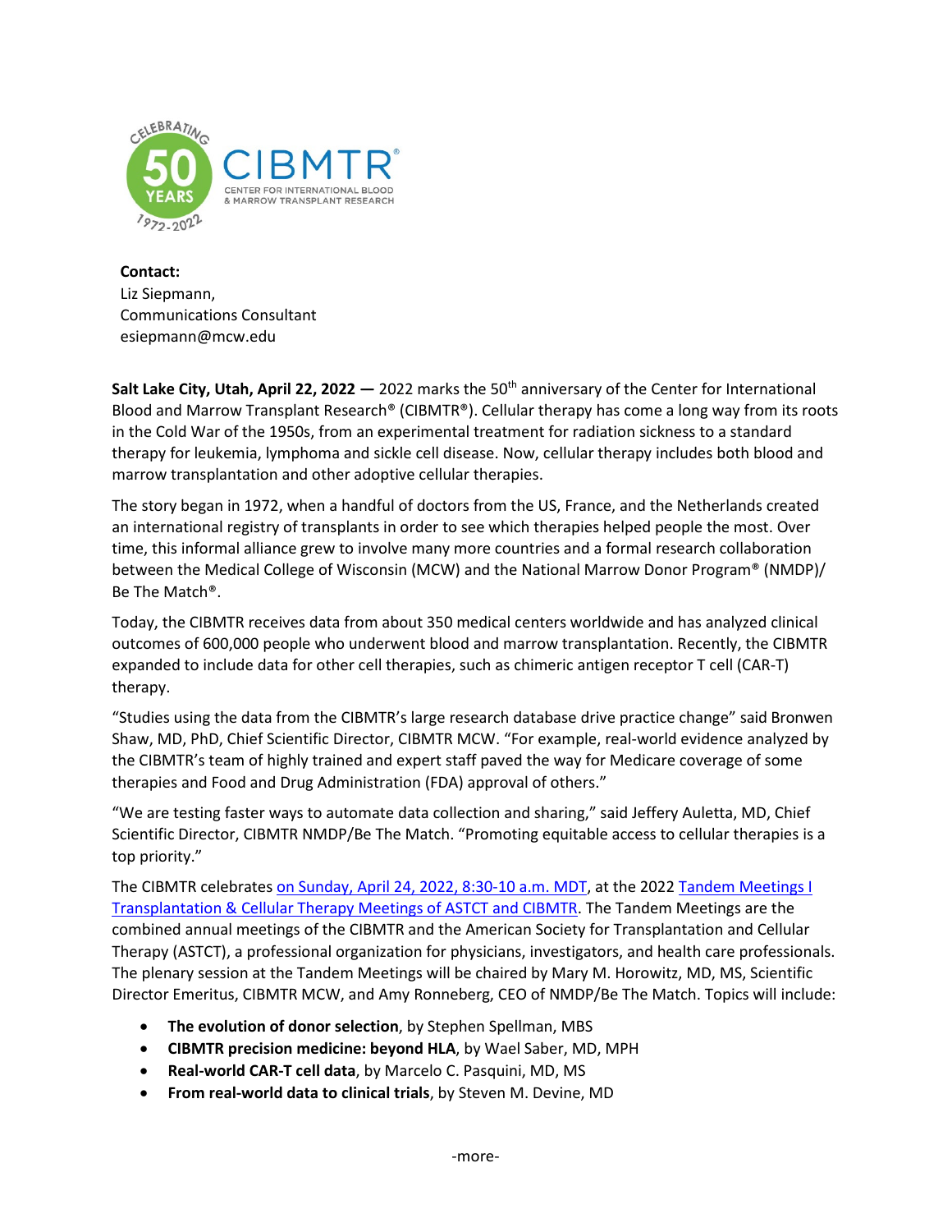**Contact:**
Liz Siepmann,
Communications Consultant
esiepmann@mcw.edu

**Salt Lake City, Utah, April 22, 2022 —** 2022 marks the 50th anniversary of the Center for International Blood and Marrow Transplant Research® (CIBMTR®). Cellular therapy has come a long way from its roots in the Cold War of the 1950s, from an experimental treatment for radiation sickness to a standard therapy for leukemia, lymphoma and sickle cell disease. Now, cellular therapy includes both blood and marrow transplantation and other adoptive cellular therapies.

The story began in 1972, when a handful of doctors from the US, France, and the Netherlands created an international registry of transplants in order to see which therapies helped people the most. Over time, this informal alliance grew to involve many more countries and a formal research collaboration between the Medical College of Wisconsin (MCW) and the National Marrow Donor Program® (NMDP)/ Be The Match®.

Today, the CIBMTR receives data from about 350 medical centers worldwide and has analyzed clinical outcomes of 600,000 people who underwent blood and marrow transplantation. Recently, the CIBMTR expanded to include data for other cell therapies, such as chimeric antigen receptor T cell (CAR-T) therapy.

"Studies using the data from the CIBMTR's large research database drive practice change" said Bronwen Shaw, MD, PhD, Chief Scientific Director, CIBMTR MCW. "For example, real-world evidence analyzed by the CIBMTR's team of highly trained and expert staff paved the way for Medicare coverage of some therapies and Food and Drug Administration (FDA) approval of others."

"We are testing faster ways to automate data collection and sharing," said Jeffery Auletta, MD, Chief Scientific Director, CIBMTR NMDP/Be The Match. "Promoting equitable access to cellular therapies is a top priority."

The CIBMTR celebrates on Sunday, April 24, 2022, 8:30-10 a.m. MDT, at the 2022 Tandem Meetings I Transplantation & Cellular Therapy Meetings of ASTCT and CIBMTR. The Tandem Meetings are the combined annual meetings of the CIBMTR and the American Society for Transplantation and Cellular Therapy (ASTCT), a professional organization for physicians, investigators, and health care professionals. The plenary session at the Tandem Meetings will be chaired by Mary M. Horowitz, MD, MS, Scientific Director Emeritus, CIBMTR MCW, and Amy Ronneberg, CEO of NMDP/Be The Match. Topics will include:

- **The evolution of donor selection**, by Stephen Spellman, MBS
- **CIBMTR precision medicine: beyond HLA**, by Wael Saber, MD, MPH
- **Real-world CAR-T cell data**, by Marcelo C. Pasquini, MD, MS
- **From real-world data to clinical trials**, by Steven M. Devine, MD

-more-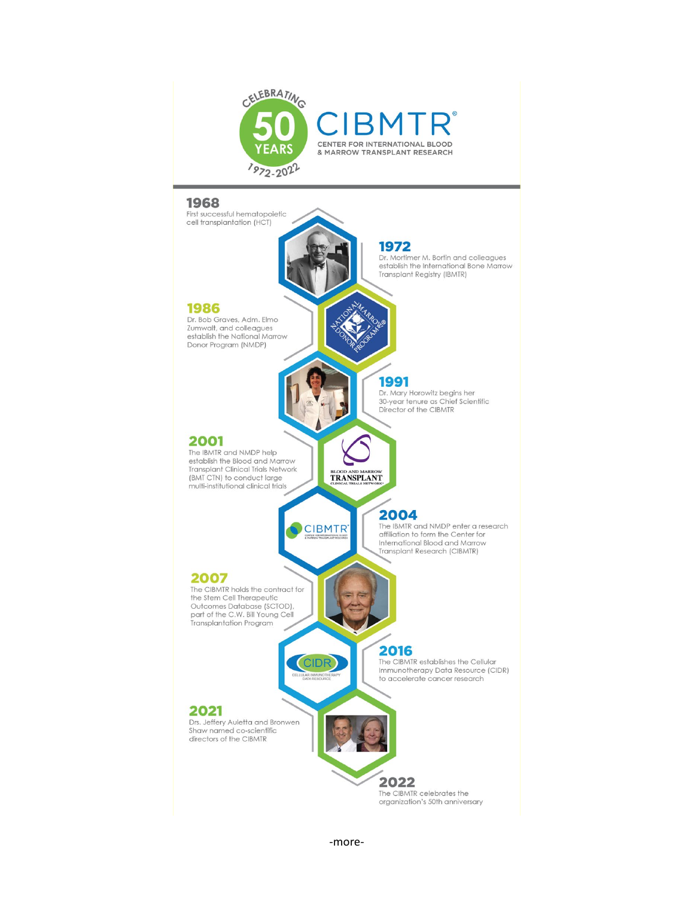CELEBRATING 50 YEARS 1972-2022

# CIBMTR®

CENTER FOR INTERNATIONAL BLOOD & MARROW TRANSPLANT RESEARCH

**1968**
First successful hematopoietic cell transplantation (HCT)

**1972**
Dr. Mortimer M. Bortin and colleagues establish the International Bone Marrow Transplant Registry (IBMTR)

**1986**
Dr. Bob Graves, Adm. Elmo Zumwalt, and colleagues establish the National Marrow Donor Program (NMDP)

**1991**
Dr. Mary Horowitz begins her 30-year tenure as Chief Scientific Director of the CIBMTR

**2001**
The IBMTR and NMDP help establish the Blood and Marrow Transplant Clinical Trials Network (BMT CTN) to conduct large multi-institutional clinical trials

**2004**
The IBMTR and NMDP enter a research affiliation to form the Center for International Blood and Marrow Transplant Research (CIBMTR)

**2007**
The CIBMTR holds the contract for the Stem Cell Therapeutic Outcomes Database (SCTOD), part of the C.W. Bill Young Cell Transplantation Program

**2016**
The CIBMTR establishes the Cellular Immunotherapy Data Resource (CIDR) to accelerate cancer research

**2021**
Drs. Jeffery Auletta and Bronwen Shaw named co-scientific directors of the CIBMTR

**2022**
The CIBMTR celebrates the organization's 50th anniversary

-more-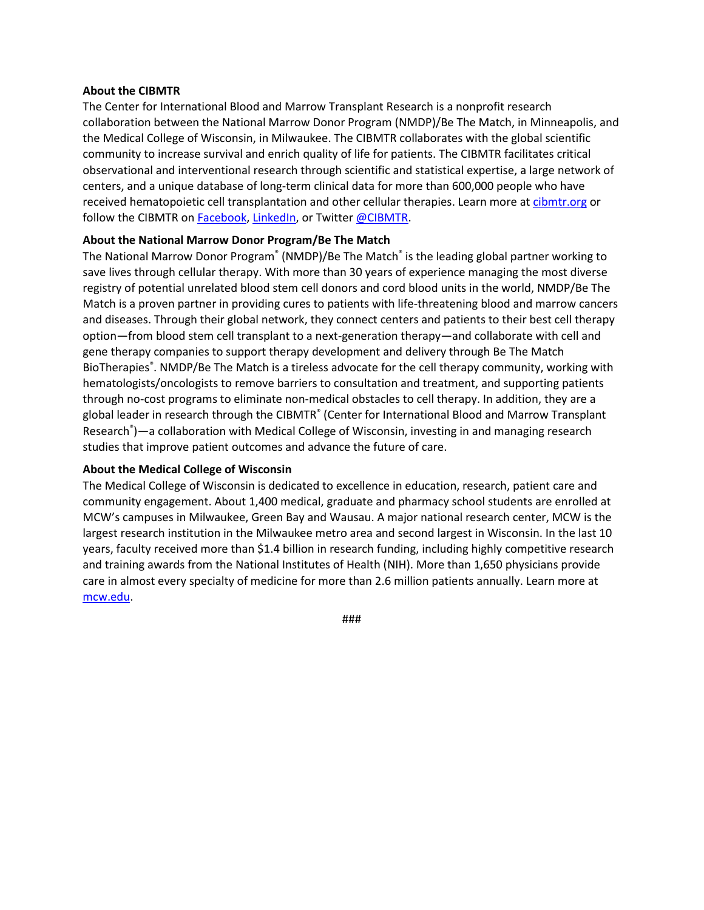**About the CIBMTR**

The Center for International Blood and Marrow Transplant Research is a nonprofit research collaboration between the National Marrow Donor Program (NMDP)/Be The Match, in Minneapolis, and the Medical College of Wisconsin, in Milwaukee. The CIBMTR collaborates with the global scientific community to increase survival and enrich quality of life for patients. The CIBMTR facilitates critical observational and interventional research through scientific and statistical expertise, a large network of centers, and a unique database of long-term clinical data for more than 600,000 people who have received hematopoietic cell transplantation and other cellular therapies. Learn more at [cibmtr.org](cibmtr.org) or follow the CIBMTR on [Facebook](), [LinkedIn](), or Twitter [@CIBMTR]().

**About the National Marrow Donor Program/Be The Match**

The National Marrow Donor Program® (NMDP)/Be The Match® is the leading global partner working to save lives through cellular therapy. With more than 30 years of experience managing the most diverse registry of potential unrelated blood stem cell donors and cord blood units in the world, NMDP/Be The Match is a proven partner in providing cures to patients with life-threatening blood and marrow cancers and diseases. Through their global network, they connect centers and patients to their best cell therapy option—from blood stem cell transplant to a next-generation therapy—and collaborate with cell and gene therapy companies to support therapy development and delivery through Be The Match BioTherapies®. NMDP/Be The Match is a tireless advocate for the cell therapy community, working with hematologists/oncologists to remove barriers to consultation and treatment, and supporting patients through no-cost programs to eliminate non-medical obstacles to cell therapy. In addition, they are a global leader in research through the CIBMTR® (Center for International Blood and Marrow Transplant Research®)—a collaboration with Medical College of Wisconsin, investing in and managing research studies that improve patient outcomes and advance the future of care.

**About the Medical College of Wisconsin**

The Medical College of Wisconsin is dedicated to excellence in education, research, patient care and community engagement. About 1,400 medical, graduate and pharmacy school students are enrolled at MCW's campuses in Milwaukee, Green Bay and Wausau. A major national research center, MCW is the largest research institution in the Milwaukee metro area and second largest in Wisconsin. In the last 10 years, faculty received more than $1.4 billion in research funding, including highly competitive research and training awards from the National Institutes of Health (NIH). More than 1,650 physicians provide care in almost every specialty of medicine for more than 2.6 million patients annually. Learn more at [mcw.edu](mcw.edu).

###